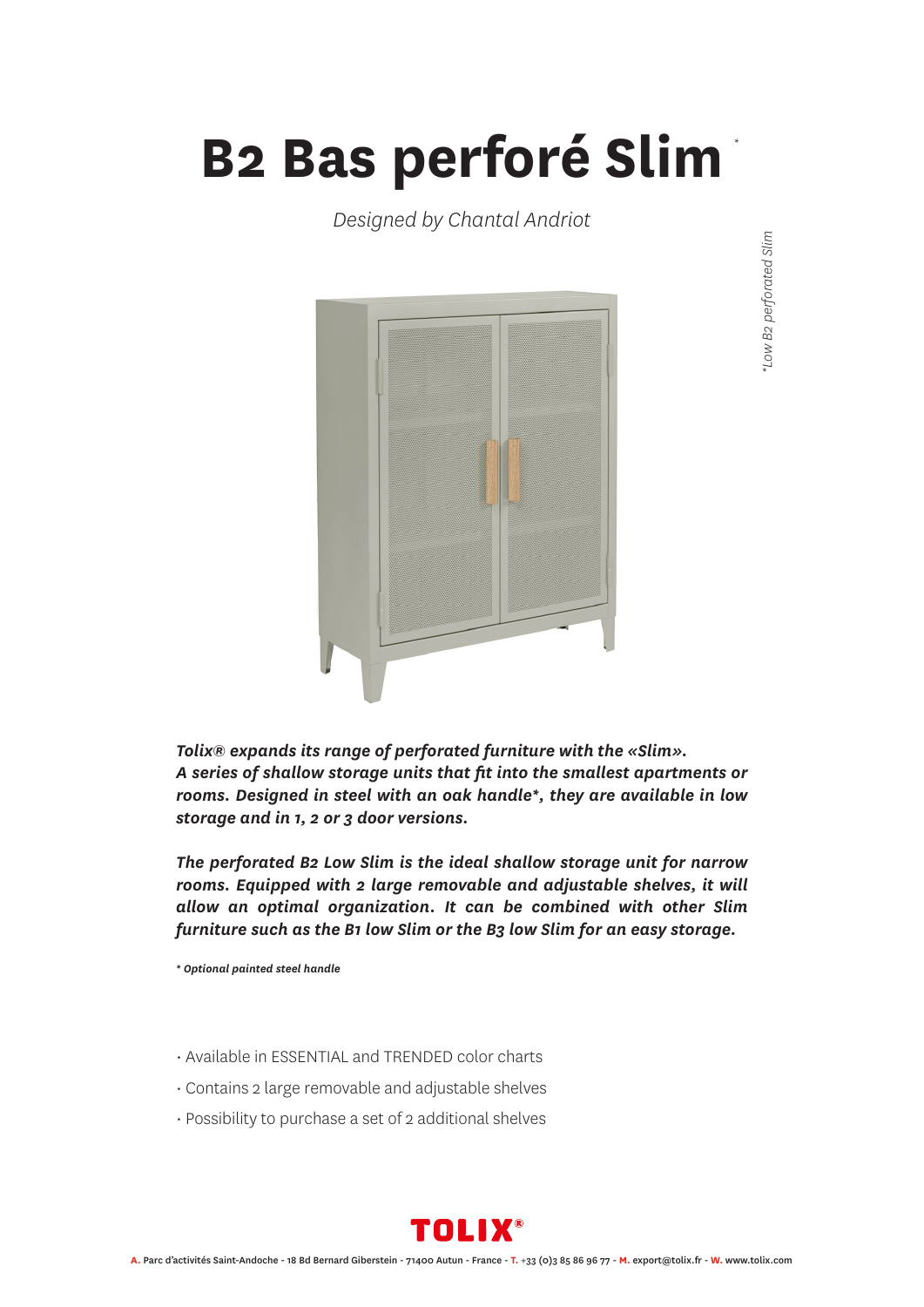# B2 Bas perforé Slim *

*Designed by Chantal Andriot*

*\*Low B2 perforated Slim*

***Tolix® expands its range of perforated furniture with the «Slim». A series of shallow storage units that fit into the smallest apartments or rooms. Designed in steel with an oak handle*, they are available in low storage and in 1, 2 or 3 door versions.***

***The perforated B2 Low Slim is the ideal shallow storage unit for narrow rooms. Equipped with 2 large removable and adjustable shelves, it will allow an optimal organization. It can be combined with other Slim furniture such as the B1 low Slim or the B3 low Slim for an easy storage.***

***\* Optional painted steel handle***

- Available in ESSENTIAL and TRENDED color charts
- Contains 2 large removable and adjustable shelves
- Possibility to purchase a set of 2 additional shelves

**TOLIX®**

**A.** Parc d'activités Saint-Andoche - 18 Bd Bernard Giberstein - 71400 Autun - France - **T.** +33 (0)3 85 86 96 77 - **M.** export@tolix.fr - **W.** www.tolix.com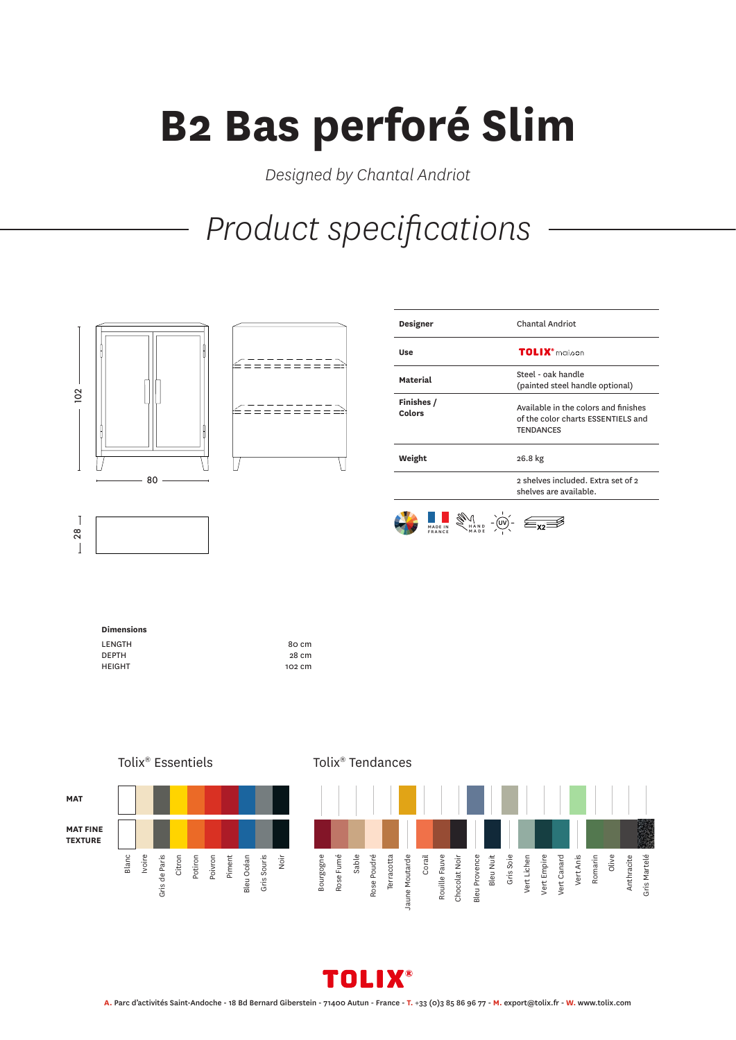# B2 Bas perforé Slim

*Designed by Chantal Andriot*

## *Product specifications*

102

80

28

| | |
|---|---|
| **Designer** | Chantal Andriot |
| **Use** | TOLIX® maison |
| **Material** | Steel - oak handle (painted steel handle optional) |
| **Finishes / Colors** | Available in the colors and finishes of the color charts ESSENTIELS and TENDANCES |
| **Weight** | 26.8 kg |
| | 2 shelves included. Extra set of 2 shelves are available. |

MADE IN FRANCE · HAND MADE · UV · X2

**Dimensions**

| | |
|---|---|
| LENGTH | 80 cm |
| DEPTH | 28 cm |
| HEIGHT | 102 cm |

Tolix® Essentiels

Tolix® Tendances

MAT

MAT FINE TEXTURE

Blanc, Ivoire, Gris de Paris, Citron, Potiron, Poivron, Piment, Bleu Océan, Gris Souris, Noir

Bourgogne, Rose Fumé, Sable, Rose Poudré, Terracotta, Jaune Moutarde, Corail, Rouille Fauve, Chocolat Noir, Bleu Provence, Bleu Nuit, Gris Soie, Vert Lichen, Vert Empire, Vert Canard, Vert Anis, Romarin, Olive, Anthracite, Gris Martelé

**TOLIX®**

**A.** Parc d'activités Saint-Andoche - 18 Bd Bernard Giberstein - 71400 Autun - France - **T.** +33 (0)3 85 86 96 77 - **M.** export@tolix.fr - **W.** www.tolix.com